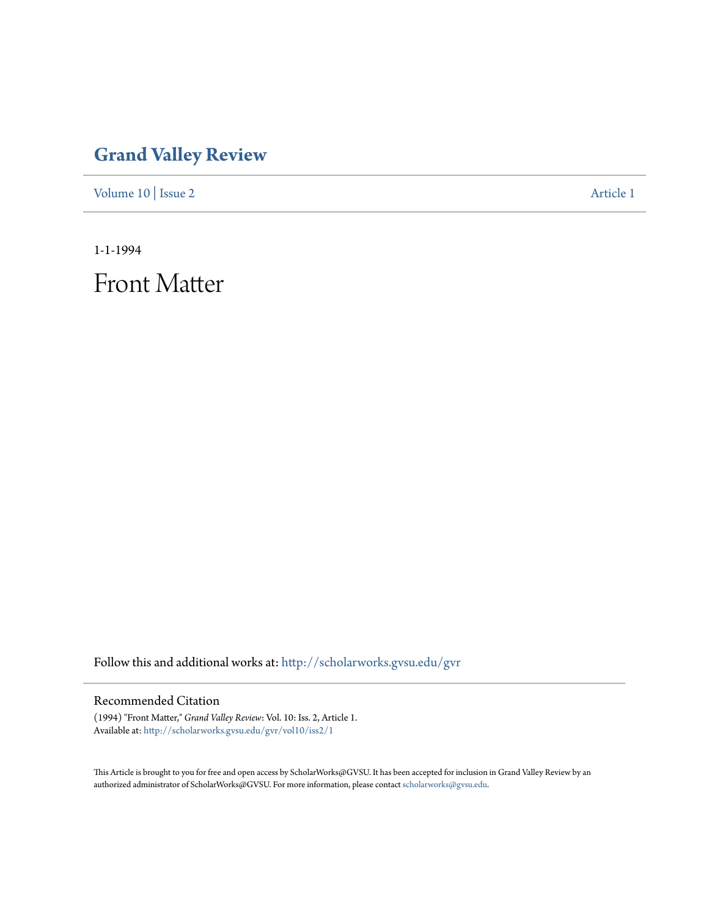# Grand Valley Review

Volume 10 | Issue 2 Article 1

1-1-1994

# Front Matter

Follow this and additional works at: http://scholarworks.gvsu.edu/gvr

## Recommended Citation

(1994) "Front Matter," *Grand Valley Review*: Vol. 10: Iss. 2, Article 1.
Available at: http://scholarworks.gvsu.edu/gvr/vol10/iss2/1

This Article is brought to you for free and open access by ScholarWorks@GVSU. It has been accepted for inclusion in Grand Valley Review by an authorized administrator of ScholarWorks@GVSU. For more information, please contact scholarworks@gvsu.edu.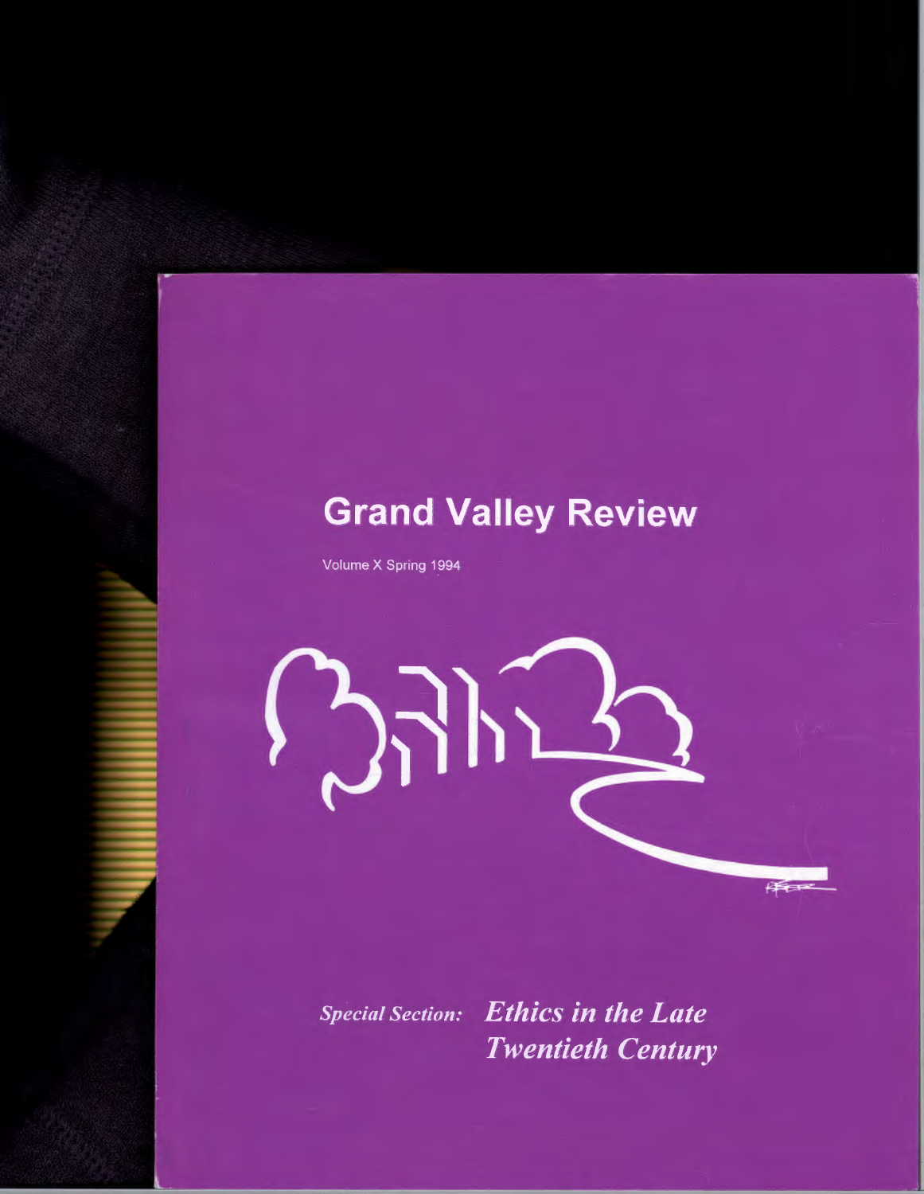# Grand Valley Review

Volume X Spring 1994

*Special Section:* ***Ethics in the Late Twentieth Century***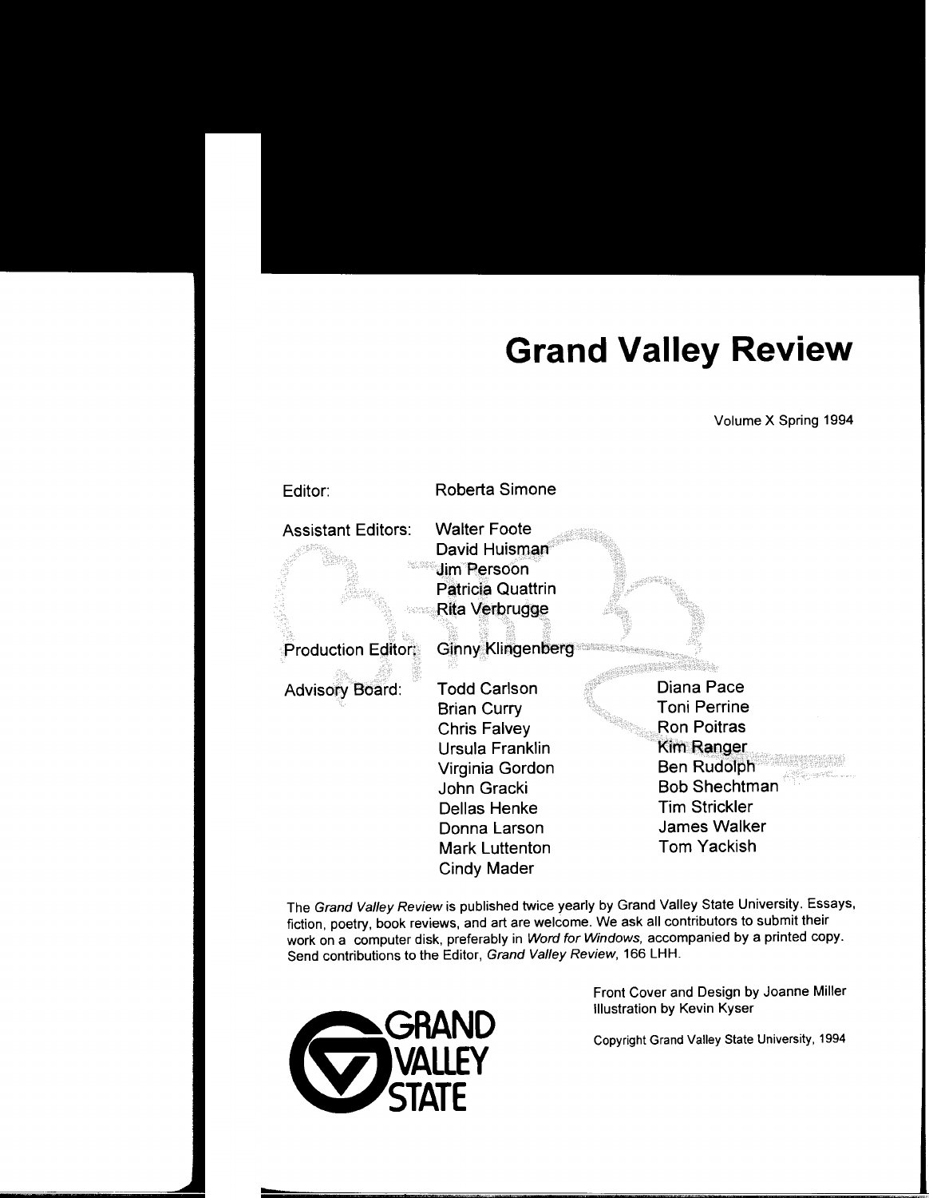# Grand Valley Review

Volume X Spring 1994

Editor: Roberta Simone

Assistant Editors: Walter Foote
David Huisman
Jim Persoon
Patricia Quattrin
Rita Verbrugge

Production Editor: Ginny Klingenberg

Advisory Board:

Todd Carlson
Brian Curry
Chris Falvey
Ursula Franklin
Virginia Gordon
John Gracki
Dellas Henke
Donna Larson
Mark Luttenton
Cindy Mader
Diana Pace
Toni Perrine
Ron Poitras
Kim Ranger
Ben Rudolph
Bob Shechtman
Tim Strickler
James Walker
Tom Yackish

The *Grand Valley Review* is published twice yearly by Grand Valley State University. Essays, fiction, poetry, book reviews, and art are welcome. We ask all contributors to submit their work on a computer disk, preferably in *Word for Windows*, accompanied by a printed copy. Send contributions to the Editor, *Grand Valley Review*, 166 LHH.

GRAND VALLEY STATE

Front Cover and Design by Joanne Miller
Illustration by Kevin Kyser

Copyright Grand Valley State University, 1994